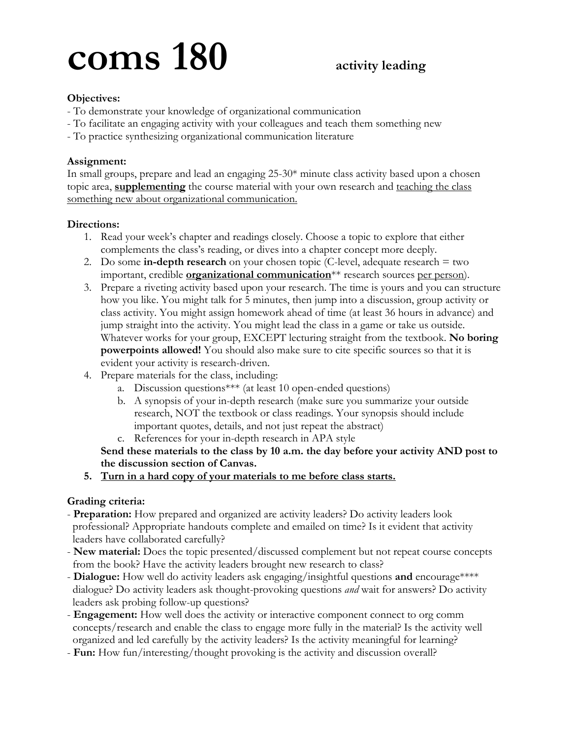# coms 180 activity leading

**Objectives:**
- To demonstrate your knowledge of organizational communication
- To facilitate an engaging activity with your colleagues and teach them something new
- To practice synthesizing organizational communication literature

**Assignment:**
In small groups, prepare and lead an engaging 25-30* minute class activity based upon a chosen topic area, **<u>supplementing</u>** the course material with your own research and <u>teaching the class something new about organizational communication.</u>

**Directions:**

1. Read your week's chapter and readings closely. Choose a topic to explore that either complements the class's reading, or dives into a chapter concept more deeply.
2. Do some **in-depth research** on your chosen topic (C-level, adequate research = two important, credible **<u>organizational communication</u>**** research sources <u>per person</u>).
3. Prepare a riveting activity based upon your research. The time is yours and you can structure how you like. You might talk for 5 minutes, then jump into a discussion, group activity or class activity. You might assign homework ahead of time (at least 36 hours in advance) and jump straight into the activity. You might lead the class in a game or take us outside. Whatever works for your group, EXCEPT lecturing straight from the textbook. **No boring powerpoints allowed!** You should also make sure to cite specific sources so that it is evident your activity is research-driven.
4. Prepare materials for the class, including:
   a. Discussion questions*** (at least 10 open-ended questions)
   b. A synopsis of your in-depth research (make sure you summarize your outside research, NOT the textbook or class readings. Your synopsis should include important quotes, details, and not just repeat the abstract)
   c. References for your in-depth research in APA style

   **Send these materials to the class by 10 a.m. the day before your activity AND post to the discussion section of Canvas.**
5. **<u>Turn in a hard copy of your materials to me before class starts.</u>**

**Grading criteria:**
- **Preparation:** How prepared and organized are activity leaders? Do activity leaders look professional? Appropriate handouts complete and emailed on time? Is it evident that activity leaders have collaborated carefully?
- **New material:** Does the topic presented/discussed complement but not repeat course concepts from the book? Have the activity leaders brought new research to class?
- **Dialogue:** How well do activity leaders ask engaging/insightful questions **and** encourage**** dialogue? Do activity leaders ask thought-provoking questions *and* wait for answers? Do activity leaders ask probing follow-up questions?
- **Engagement:** How well does the activity or interactive component connect to org comm concepts/research and enable the class to engage more fully in the material? Is the activity well organized and led carefully by the activity leaders? Is the activity meaningful for learning?
- **Fun:** How fun/interesting/thought provoking is the activity and discussion overall?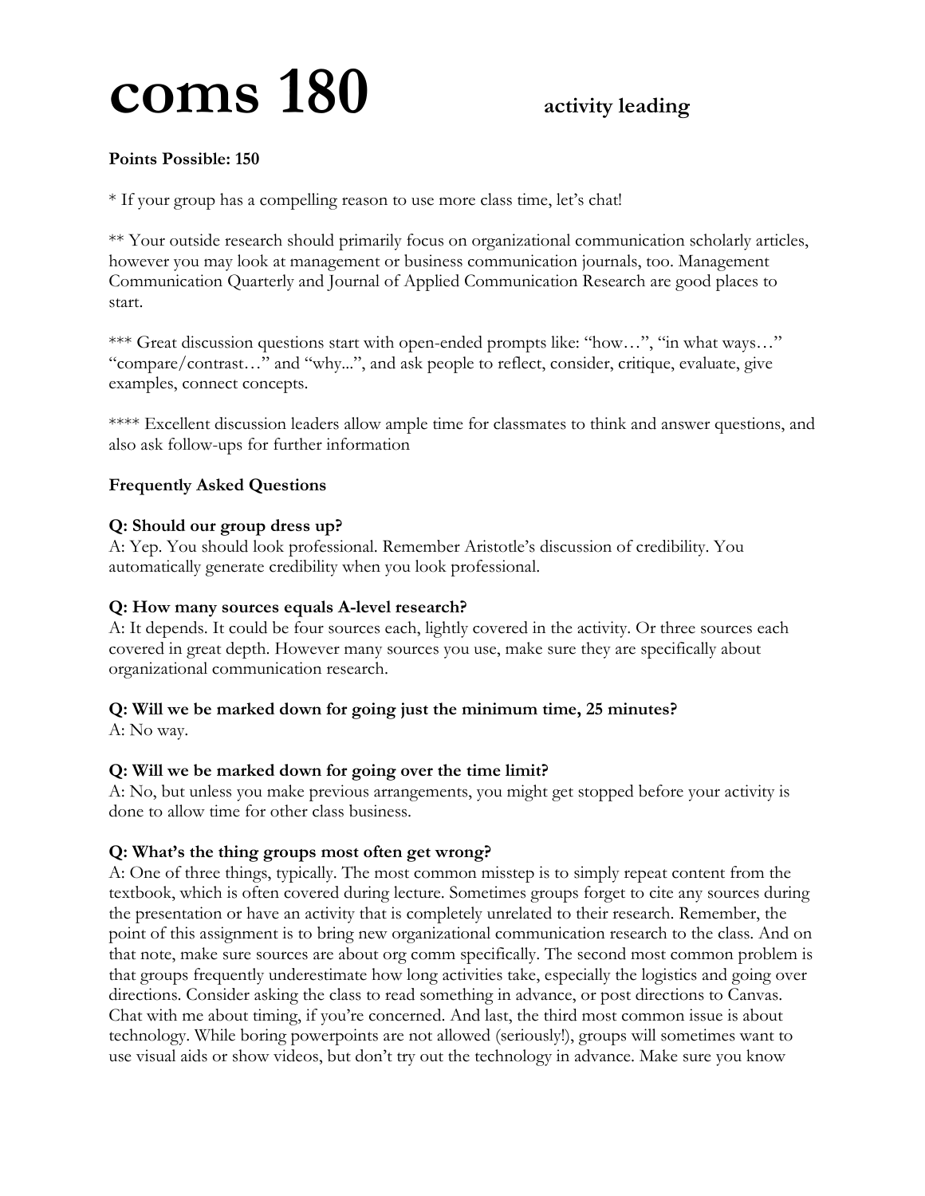# coms 180 **activity leading**

**Points Possible: 150**

* If your group has a compelling reason to use more class time, let's chat!

** Your outside research should primarily focus on organizational communication scholarly articles, however you may look at management or business communication journals, too. Management Communication Quarterly and Journal of Applied Communication Research are good places to start.

*** Great discussion questions start with open-ended prompts like: "how…", "in what ways…" "compare/contrast…" and "why...", and ask people to reflect, consider, critique, evaluate, give examples, connect concepts.

**** Excellent discussion leaders allow ample time for classmates to think and answer questions, and also ask follow-ups for further information

**Frequently Asked Questions**

**Q: Should our group dress up?**
A: Yep. You should look professional. Remember Aristotle's discussion of credibility. You automatically generate credibility when you look professional.

**Q: How many sources equals A-level research?**
A: It depends. It could be four sources each, lightly covered in the activity. Or three sources each covered in great depth. However many sources you use, make sure they are specifically about organizational communication research.

**Q: Will we be marked down for going just the minimum time, 25 minutes?**
A: No way.

**Q: Will we be marked down for going over the time limit?**
A: No, but unless you make previous arrangements, you might get stopped before your activity is done to allow time for other class business.

**Q: What's the thing groups most often get wrong?**
A: One of three things, typically. The most common misstep is to simply repeat content from the textbook, which is often covered during lecture. Sometimes groups forget to cite any sources during the presentation or have an activity that is completely unrelated to their research. Remember, the point of this assignment is to bring new organizational communication research to the class. And on that note, make sure sources are about org comm specifically. The second most common problem is that groups frequently underestimate how long activities take, especially the logistics and going over directions. Consider asking the class to read something in advance, or post directions to Canvas. Chat with me about timing, if you're concerned. And last, the third most common issue is about technology. While boring powerpoints are not allowed (seriously!), groups will sometimes want to use visual aids or show videos, but don't try out the technology in advance. Make sure you know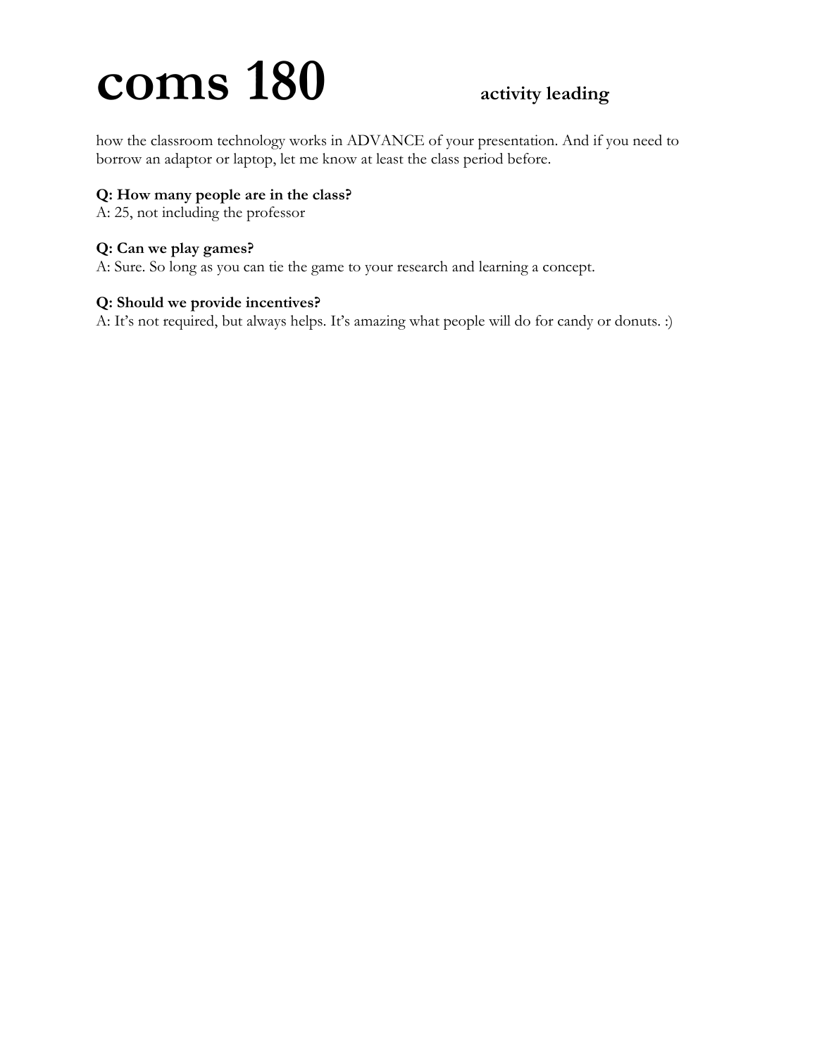how the classroom technology works in ADVANCE of your presentation. And if you need to borrow an adaptor or laptop, let me know at least the class period before.

**Q: How many people are in the class?**
A: 25, not including the professor

**Q: Can we play games?**
A: Sure. So long as you can tie the game to your research and learning a concept.

**Q: Should we provide incentives?**
A: It's not required, but always helps. It's amazing what people will do for candy or donuts. :)